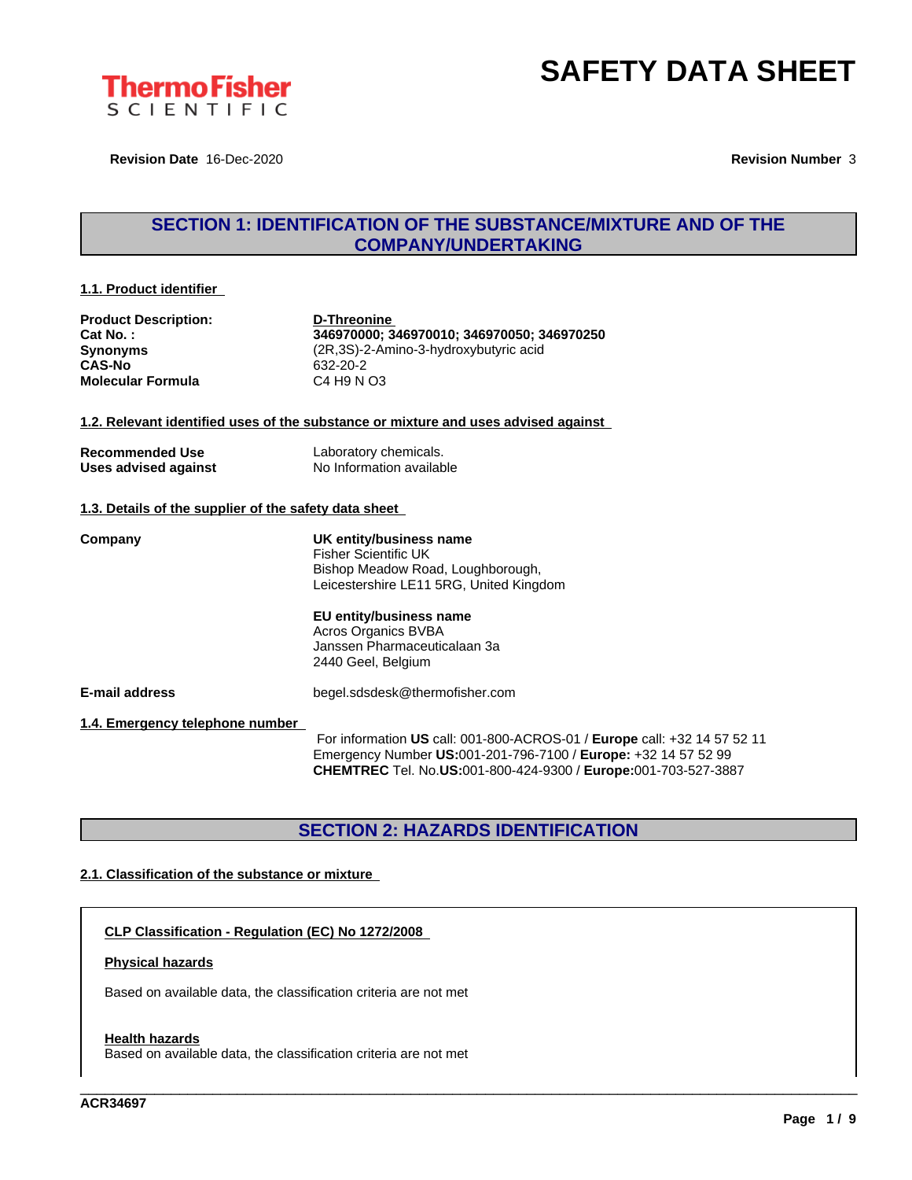# SAFETY DATA SHEET

**Revision Date** 16-Dec-2020 **Revision Number** 3

## SECTION 1: IDENTIFICATION OF THE SUBSTANCE/MIXTURE AND OF THE COMPANY/UNDERTAKING

### 1.1. Product identifier

| | |
|---|---|
| **Product Description:** | **D-Threonine** |
| **Cat No. :** | **346970000; 346970010; 346970050; 346970250** |
| **Synonyms** | (2R,3S)-2-Amino-3-hydroxybutyric acid |
| **CAS-No** | 632-20-2 |
| **Molecular Formula** | C4 H9 N O3 |

### 1.2. Relevant identified uses of the substance or mixture and uses advised against

| | |
|---|---|
| **Recommended Use** | Laboratory chemicals. |
| **Uses advised against** | No Information available |

### 1.3. Details of the supplier of the safety data sheet

**Company**

**UK entity/business name**
Fisher Scientific UK
Bishop Meadow Road, Loughborough,
Leicestershire LE11 5RG, United Kingdom

**EU entity/business name**
Acros Organics BVBA
Janssen Pharmaceuticalaan 3a
2440 Geel, Belgium

**E-mail address** begel.sdsdesk@thermofisher.com

### 1.4. Emergency telephone number

For information **US** call: 001-800-ACROS-01 / **Europe** call: +32 14 57 52 11
Emergency Number **US:**001-201-796-7100 / **Europe:** +32 14 57 52 99
**CHEMTREC** Tel. No.**US:**001-800-424-9300 / **Europe:**001-703-527-3887

## SECTION 2: HAZARDS IDENTIFICATION

### 2.1. Classification of the substance or mixture

**CLP Classification - Regulation (EC) No 1272/2008**

**Physical hazards**

Based on available data, the classification criteria are not met

**Health hazards**

Based on available data, the classification criteria are not met

ACR34697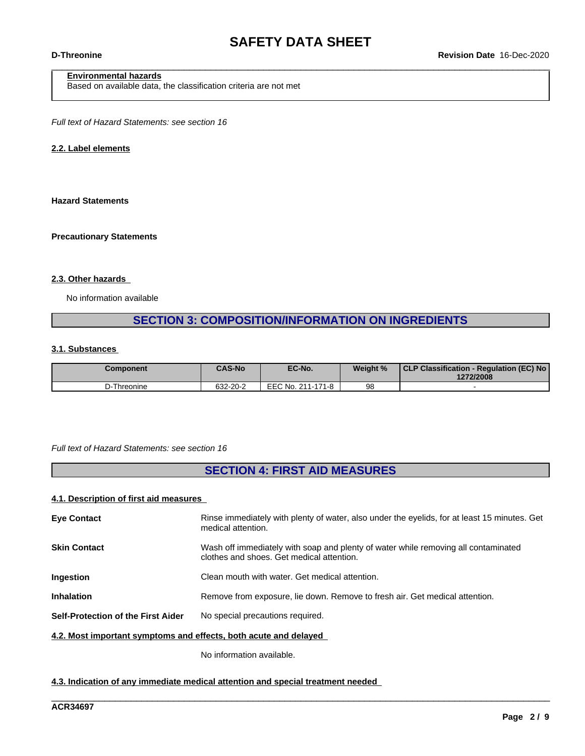**Environmental hazards**
Based on available data, the classification criteria are not met

*Full text of Hazard Statements: see section 16*

**2.2. Label elements**

**Hazard Statements**

**Precautionary Statements**

**2.3. Other hazards**

No information available

## SECTION 3: COMPOSITION/INFORMATION ON INGREDIENTS

**3.1. Substances**

| Component | CAS-No | EC-No. | Weight % | CLP Classification - Regulation (EC) No 1272/2008 |
|---|---|---|---|---|
| D-Threonine | 632-20-2 | EEC No. 211-171-8 | 98 | - |

*Full text of Hazard Statements: see section 16*

## SECTION 4: FIRST AID MEASURES

**4.1. Description of first aid measures**

**Eye Contact** Rinse immediately with plenty of water, also under the eyelids, for at least 15 minutes. Get medical attention.

**Skin Contact** Wash off immediately with soap and plenty of water while removing all contaminated clothes and shoes. Get medical attention.

**Ingestion** Clean mouth with water. Get medical attention.

**Inhalation** Remove from exposure, lie down. Remove to fresh air. Get medical attention.

**Self-Protection of the First Aider** No special precautions required.

**4.2. Most important symptoms and effects, both acute and delayed**

No information available.

**4.3. Indication of any immediate medical attention and special treatment needed**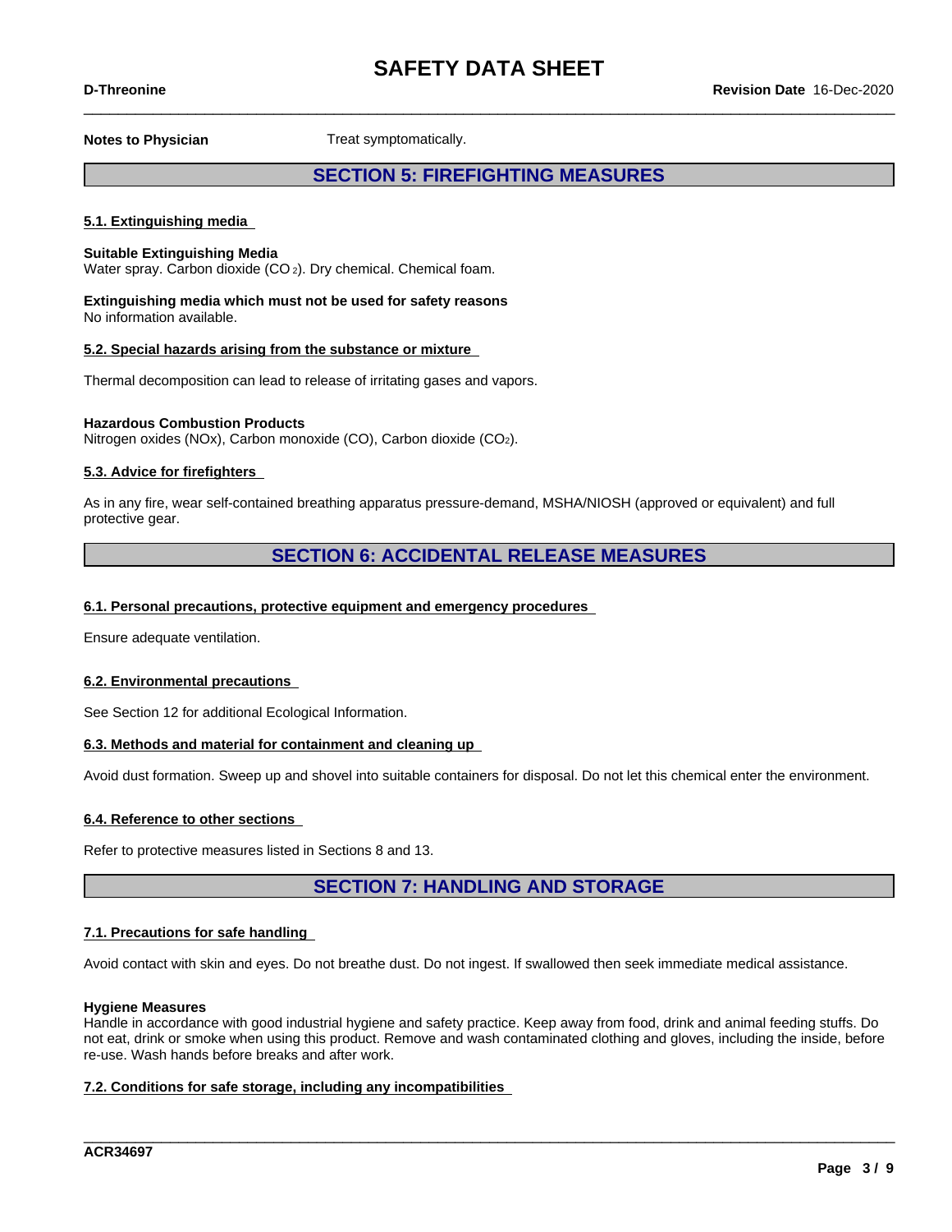**Notes to Physician** Treat symptomatically.

## SECTION 5: FIREFIGHTING MEASURES

### 5.1. Extinguishing media

**Suitable Extinguishing Media**
Water spray. Carbon dioxide ($CO_2$). Dry chemical. Chemical foam.

**Extinguishing media which must not be used for safety reasons**
No information available.

### 5.2. Special hazards arising from the substance or mixture

Thermal decomposition can lead to release of irritating gases and vapors.

**Hazardous Combustion Products**
Nitrogen oxides (NOx), Carbon monoxide (CO), Carbon dioxide ($CO_2$).

### 5.3. Advice for firefighters

As in any fire, wear self-contained breathing apparatus pressure-demand, MSHA/NIOSH (approved or equivalent) and full protective gear.

## SECTION 6: ACCIDENTAL RELEASE MEASURES

### 6.1. Personal precautions, protective equipment and emergency procedures

Ensure adequate ventilation.

### 6.2. Environmental precautions

See Section 12 for additional Ecological Information.

### 6.3. Methods and material for containment and cleaning up

Avoid dust formation. Sweep up and shovel into suitable containers for disposal. Do not let this chemical enter the environment.

### 6.4. Reference to other sections

Refer to protective measures listed in Sections 8 and 13.

## SECTION 7: HANDLING AND STORAGE

### 7.1. Precautions for safe handling

Avoid contact with skin and eyes. Do not breathe dust. Do not ingest. If swallowed then seek immediate medical assistance.

**Hygiene Measures**
Handle in accordance with good industrial hygiene and safety practice. Keep away from food, drink and animal feeding stuffs. Do not eat, drink or smoke when using this product. Remove and wash contaminated clothing and gloves, including the inside, before re-use. Wash hands before breaks and after work.

### 7.2. Conditions for safe storage, including any incompatibilities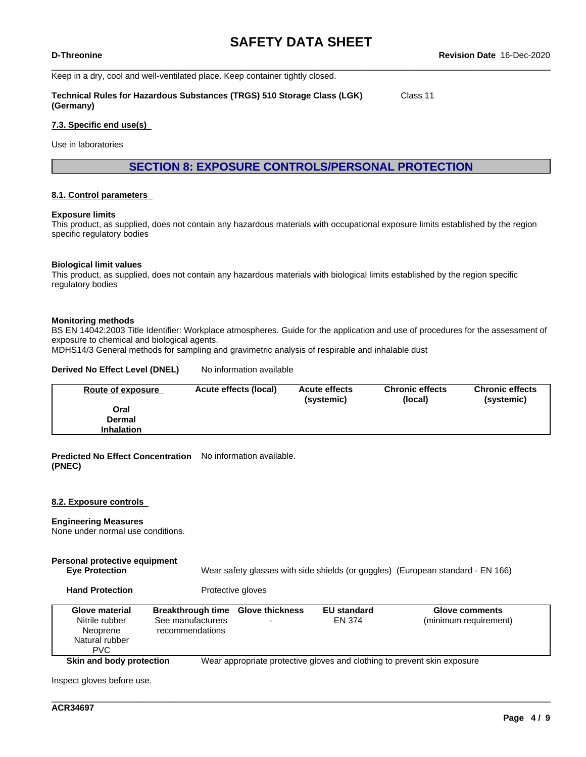Keep in a dry, cool and well-ventilated place. Keep container tightly closed.

**Technical Rules for Hazardous Substances (TRGS) 510 Storage Class (LGK) (Germany)** Class 11

**7.3. Specific end use(s)**

Use in laboratories

## SECTION 8: EXPOSURE CONTROLS/PERSONAL PROTECTION

**8.1. Control parameters**

**Exposure limits**
This product, as supplied, does not contain any hazardous materials with occupational exposure limits established by the region specific regulatory bodies

**Biological limit values**
This product, as supplied, does not contain any hazardous materials with biological limits established by the region specific regulatory bodies

**Monitoring methods**
BS EN 14042:2003 Title Identifier: Workplace atmospheres. Guide for the application and use of procedures for the assessment of exposure to chemical and biological agents.
MDHS14/3 General methods for sampling and gravimetric analysis of respirable and inhalable dust

**Derived No Effect Level (DNEL)** No information available

| Route of exposure | Acute effects (local) | Acute effects (systemic) | Chronic effects (local) | Chronic effects (systemic) |
|---|---|---|---|---|
| Oral | | | | |
| Dermal | | | | |
| Inhalation | | | | |

**Predicted No Effect Concentration (PNEC)** No information available.

**8.2. Exposure controls**

**Engineering Measures**
None under normal use conditions.

**Personal protective equipment**

**Eye Protection** Wear safety glasses with side shields (or goggles) (European standard - EN 166)

**Hand Protection** Protective gloves

| Glove material | Breakthrough time | Glove thickness | EU standard | Glove comments |
|---|---|---|---|---|
| Nitrile rubber<br>Neoprene<br>Natural rubber<br>PVC | See manufacturers recommendations | - | EN 374 | (minimum requirement) |

**Skin and body protection** Wear appropriate protective gloves and clothing to prevent skin exposure

Inspect gloves before use.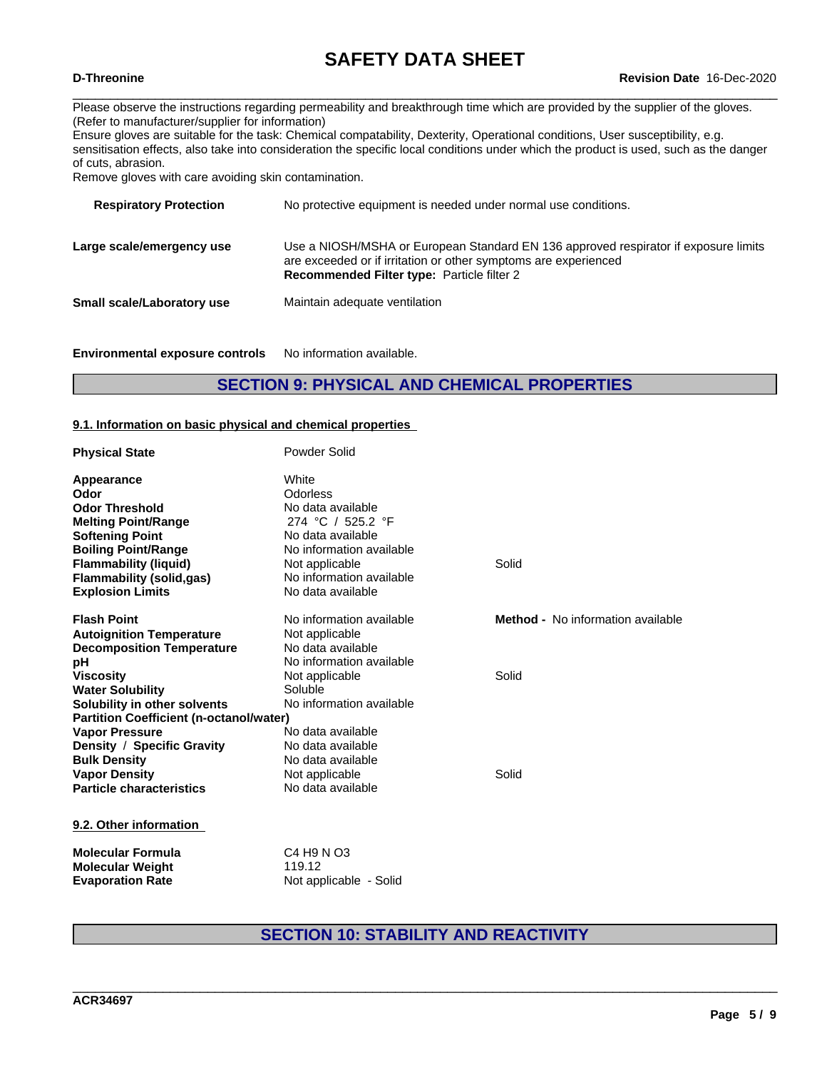Please observe the instructions regarding permeability and breakthrough time which are provided by the supplier of the gloves. (Refer to manufacturer/supplier for information)
Ensure gloves are suitable for the task: Chemical compatability, Dexterity, Operational conditions, User susceptibility, e.g. sensitisation effects, also take into consideration the specific local conditions under which the product is used, such as the danger of cuts, abrasion.
Remove gloves with care avoiding skin contamination.

| | |
|---|---|
| **Respiratory Protection** | No protective equipment is needed under normal use conditions. |
| **Large scale/emergency use** | Use a NIOSH/MSHA or European Standard EN 136 approved respirator if exposure limits are exceeded or if irritation or other symptoms are experienced<br>**Recommended Filter type:** Particle filter 2 |
| **Small scale/Laboratory use** | Maintain adequate ventilation |

**Environmental exposure controls** No information available.

## SECTION 9: PHYSICAL AND CHEMICAL PROPERTIES

### 9.1. Information on basic physical and chemical properties

| | | |
|---|---|---|
| **Physical State** | Powder Solid | |
| **Appearance** | White | |
| **Odor** | Odorless | |
| **Odor Threshold** | No data available | |
| **Melting Point/Range** | 274 °C / 525.2 °F | |
| **Softening Point** | No data available | |
| **Boiling Point/Range** | No information available | |
| **Flammability (liquid)** | Not applicable | Solid |
| **Flammability (solid,gas)** | No information available | |
| **Explosion Limits** | No data available | |
| **Flash Point** | No information available | **Method -** No information available |
| **Autoignition Temperature** | Not applicable | |
| **Decomposition Temperature** | No data available | |
| **pH** | No information available | |
| **Viscosity** | Not applicable | Solid |
| **Water Solubility** | Soluble | |
| **Solubility in other solvents** | No information available | |
| **Partition Coefficient (n-octanol/water)** | | |
| **Vapor Pressure** | No data available | |
| **Density / Specific Gravity** | No data available | |
| **Bulk Density** | No data available | |
| **Vapor Density** | Not applicable | Solid |
| **Particle characteristics** | No data available | |

### 9.2. Other information

| | |
|---|---|
| **Molecular Formula** | $C_4H_9NO_3$ |
| **Molecular Weight** | 119.12 |
| **Evaporation Rate** | Not applicable - Solid |

## SECTION 10: STABILITY AND REACTIVITY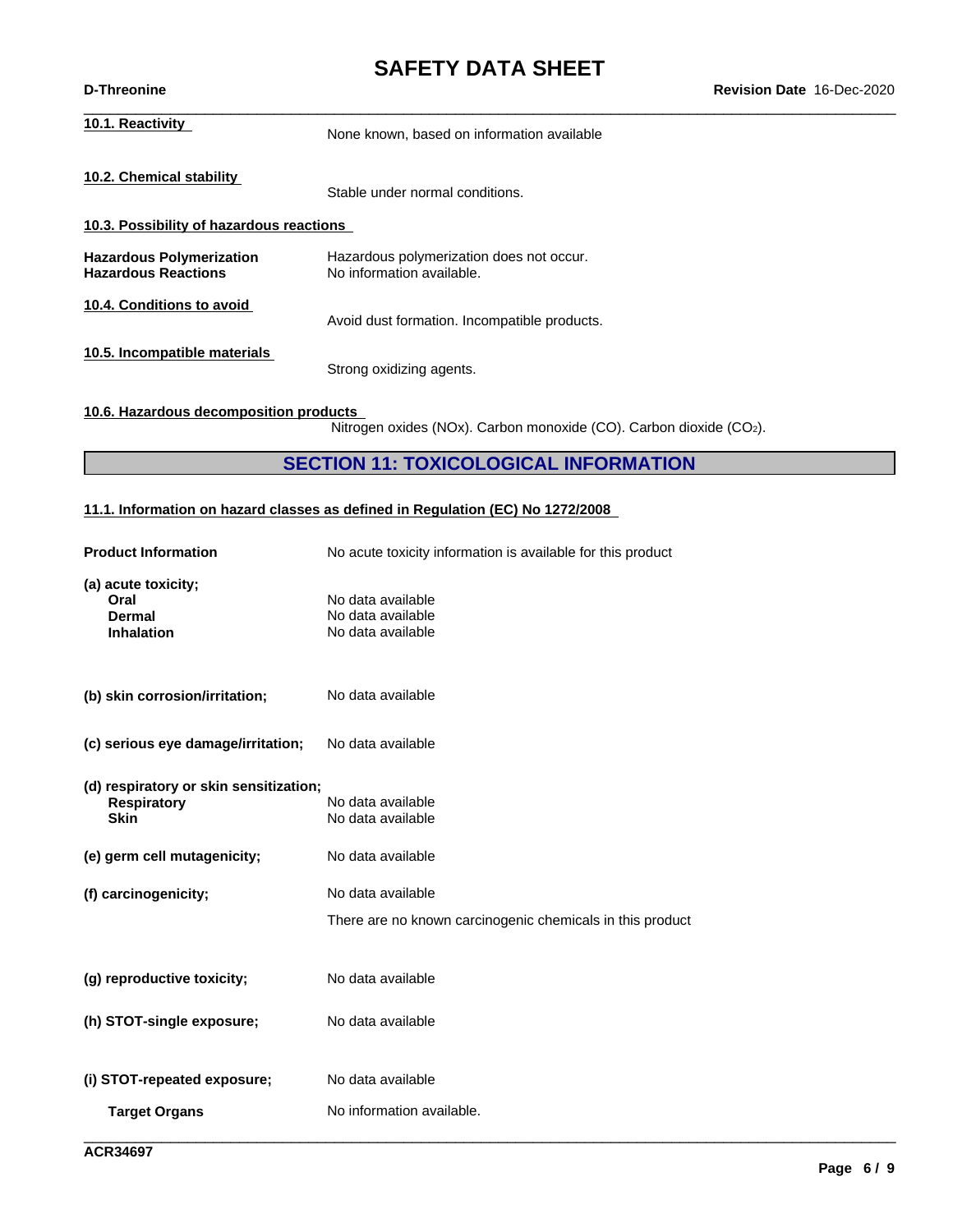**10.1. Reactivity**

None known, based on information available

**10.2. Chemical stability**

Stable under normal conditions.

**10.3. Possibility of hazardous reactions**

| | |
|---|---|
| **Hazardous Polymerization** | Hazardous polymerization does not occur. |
| **Hazardous Reactions** | No information available. |

**10.4. Conditions to avoid**

Avoid dust formation. Incompatible products.

**10.5. Incompatible materials**

Strong oxidizing agents.

**10.6. Hazardous decomposition products**

Nitrogen oxides (NOx). Carbon monoxide (CO). Carbon dioxide ($CO_2$).

## SECTION 11: TOXICOLOGICAL INFORMATION

**11.1. Information on hazard classes as defined in Regulation (EC) No 1272/2008**

| | |
|---|---|
| **Product Information** | No acute toxicity information is available for this product |
| **(a) acute toxicity;** | |
| **Oral** | No data available |
| **Dermal** | No data available |
| **Inhalation** | No data available |
| **(b) skin corrosion/irritation;** | No data available |
| **(c) serious eye damage/irritation;** | No data available |
| **(d) respiratory or skin sensitization;** | |
| **Respiratory** | No data available |
| **Skin** | No data available |
| **(e) germ cell mutagenicity;** | No data available |
| **(f) carcinogenicity;** | No data available |
| | There are no known carcinogenic chemicals in this product |
| **(g) reproductive toxicity;** | No data available |
| **(h) STOT-single exposure;** | No data available |
| **(i) STOT-repeated exposure;** | No data available |
| **Target Organs** | No information available. |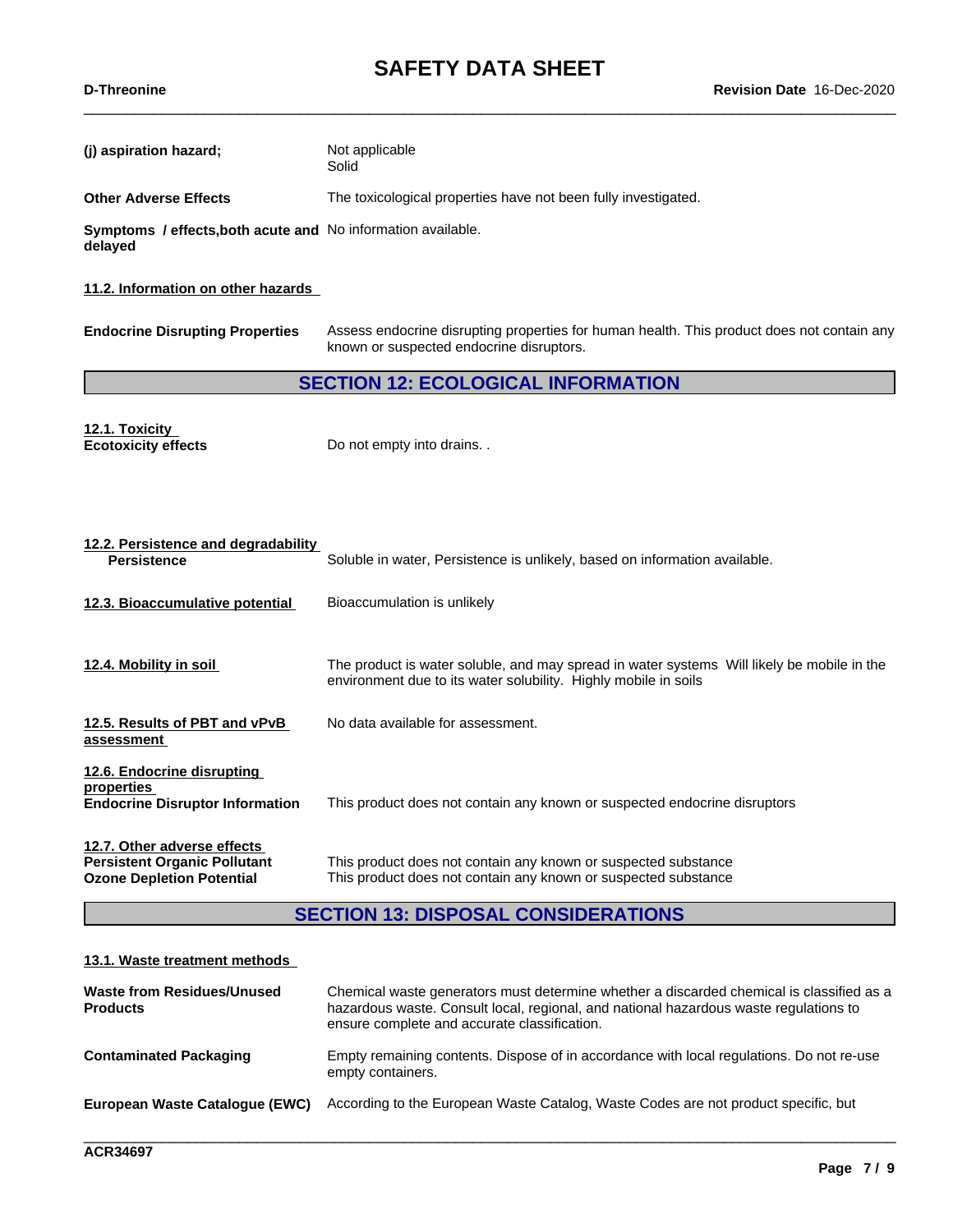**(j) aspiration hazard;** Not applicable
Solid

**Other Adverse Effects** The toxicological properties have not been fully investigated.

**Symptoms / effects,both acute and delayed** No information available.

**11.2. Information on other hazards**

**Endocrine Disrupting Properties** Assess endocrine disrupting properties for human health. This product does not contain any known or suspected endocrine disruptors.

## SECTION 12: ECOLOGICAL INFORMATION

**12.1. Toxicity**
**Ecotoxicity effects** Do not empty into drains. .

**12.2. Persistence and degradability**
**Persistence** Soluble in water, Persistence is unlikely, based on information available.

**12.3. Bioaccumulative potential** Bioaccumulation is unlikely

**12.4. Mobility in soil** The product is water soluble, and may spread in water systems Will likely be mobile in the environment due to its water solubility. Highly mobile in soils

**12.5. Results of PBT and vPvB assessment** No data available for assessment.

**12.6. Endocrine disrupting properties**
**Endocrine Disruptor Information** This product does not contain any known or suspected endocrine disruptors

**12.7. Other adverse effects**
**Persistent Organic Pollutant** This product does not contain any known or suspected substance
**Ozone Depletion Potential** This product does not contain any known or suspected substance

## SECTION 13: DISPOSAL CONSIDERATIONS

**13.1. Waste treatment methods**

**Waste from Residues/Unused Products** Chemical waste generators must determine whether a discarded chemical is classified as a hazardous waste. Consult local, regional, and national hazardous waste regulations to ensure complete and accurate classification.

**Contaminated Packaging** Empty remaining contents. Dispose of in accordance with local regulations. Do not re-use empty containers.

**European Waste Catalogue (EWC)** According to the European Waste Catalog, Waste Codes are not product specific, but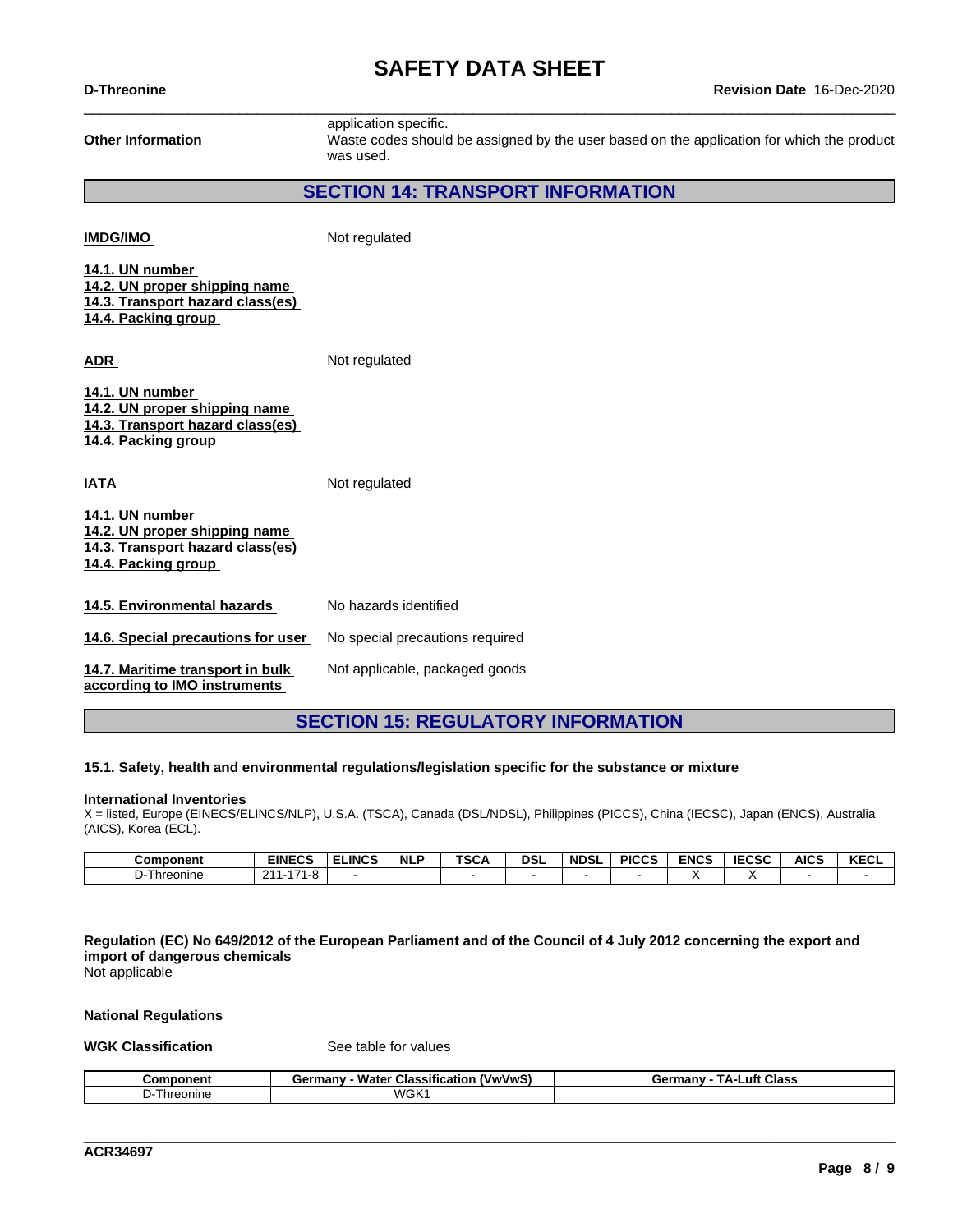| | |
|---|---|
| **Other Information** | application specific. Waste codes should be assigned by the user based on the application for which the product was used. |

## SECTION 14: TRANSPORT INFORMATION

**IMDG/IMO** Not regulated

**14.1. UN number**
**14.2. UN proper shipping name**
**14.3. Transport hazard class(es)**
**14.4. Packing group**

**ADR** Not regulated

**14.1. UN number**
**14.2. UN proper shipping name**
**14.3. Transport hazard class(es)**
**14.4. Packing group**

**IATA** Not regulated

**14.1. UN number**
**14.2. UN proper shipping name**
**14.3. Transport hazard class(es)**
**14.4. Packing group**

**14.5. Environmental hazards** No hazards identified

**14.6. Special precautions for user** No special precautions required

**14.7. Maritime transport in bulk according to IMO instruments** Not applicable, packaged goods

## SECTION 15: REGULATORY INFORMATION

**15.1. Safety, health and environmental regulations/legislation specific for the substance or mixture**

**International Inventories**
X = listed, Europe (EINECS/ELINCS/NLP), U.S.A. (TSCA), Canada (DSL/NDSL), Philippines (PICCS), China (IECSC), Japan (ENCS), Australia (AICS), Korea (ECL).

| Component | EINECS | ELINCS | NLP | TSCA | DSL | NDSL | PICCS | ENCS | IECSC | AICS | KECL |
|---|---|---|---|---|---|---|---|---|---|---|---|
| D-Threonine | 211-171-8 | - | | - | - | - | - | X | X | - | - |

**Regulation (EC) No 649/2012 of the European Parliament and of the Council of 4 July 2012 concerning the export and import of dangerous chemicals**
Not applicable

**National Regulations**

**WGK Classification** See table for values

| Component | Germany - Water Classification (VwVwS) | Germany - TA-Luft Class |
|---|---|---|
| D-Threonine | WGK1 | |

ACR34697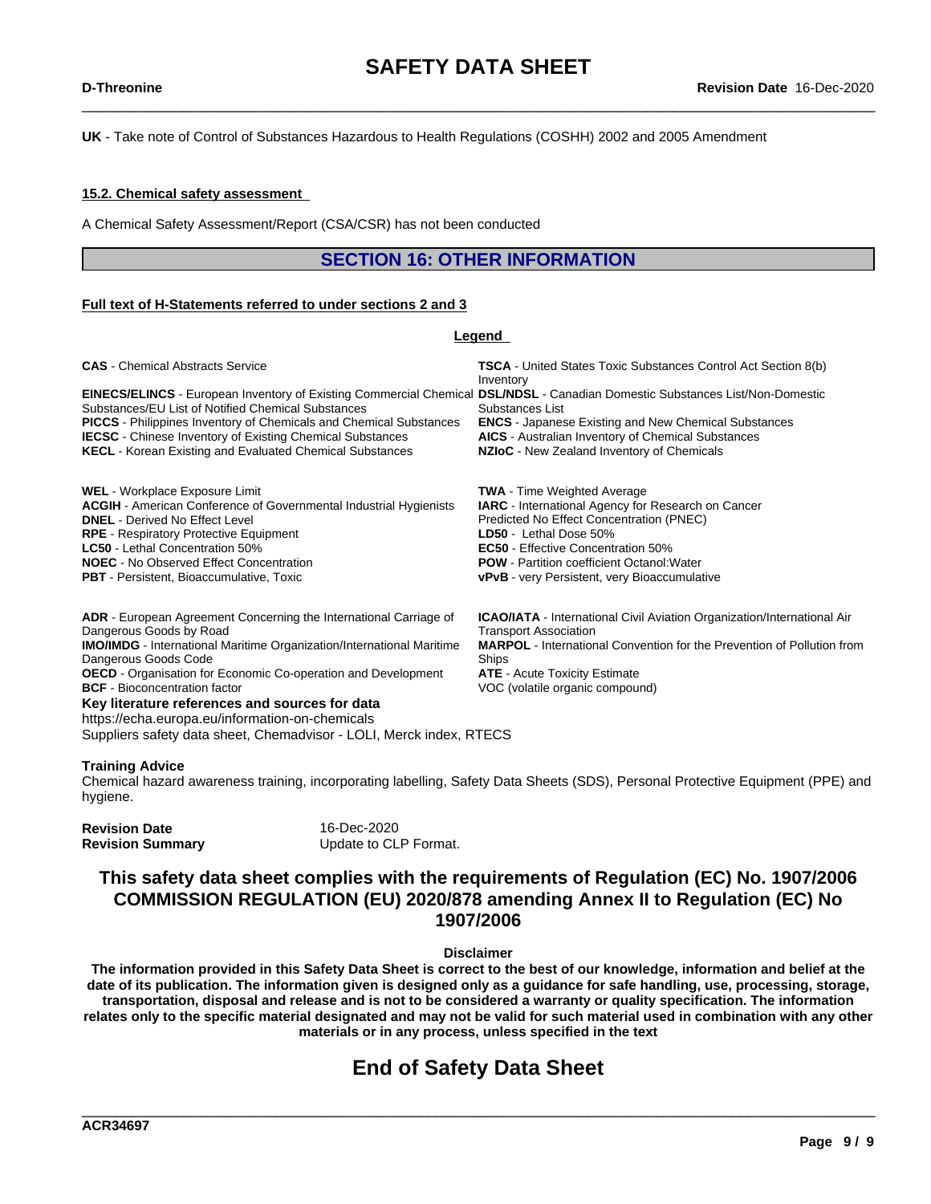**UK** - Take note of Control of Substances Hazardous to Health Regulations (COSHH) 2002 and 2005 Amendment

### 15.2. Chemical safety assessment

A Chemical Safety Assessment/Report (CSA/CSR) has not been conducted

## SECTION 16: OTHER INFORMATION

### Full text of H-Statements referred to under sections 2 and 3

**Legend**

**CAS** - Chemical Abstracts Service
**EINECS/ELINCS** - European Inventory of Existing Commercial Chemical Substances/EU List of Notified Chemical Substances
**PICCS** - Philippines Inventory of Chemicals and Chemical Substances
**IECSC** - Chinese Inventory of Existing Chemical Substances
**KECL** - Korean Existing and Evaluated Chemical Substances
**TSCA** - United States Toxic Substances Control Act Section 8(b) Inventory
**DSL/NDSL** - Canadian Domestic Substances List/Non-Domestic Substances List
**ENCS** - Japanese Existing and New Chemical Substances
**AICS** - Australian Inventory of Chemical Substances
**NZIoC** - New Zealand Inventory of Chemicals

**WEL** - Workplace Exposure Limit
**ACGIH** - American Conference of Governmental Industrial Hygienists
**DNEL** - Derived No Effect Level
**RPE** - Respiratory Protective Equipment
**LC50** - Lethal Concentration 50%
**NOEC** - No Observed Effect Concentration
**PBT** - Persistent, Bioaccumulative, Toxic
**TWA** - Time Weighted Average
**IARC** - International Agency for Research on Cancer
Predicted No Effect Concentration (PNEC)
**LD50** - Lethal Dose 50%
**EC50** - Effective Concentration 50%
**POW** - Partition coefficient Octanol:Water
**vPvB** - very Persistent, very Bioaccumulative

**ADR** - European Agreement Concerning the International Carriage of Dangerous Goods by Road
**IMO/IMDG** - International Maritime Organization/International Maritime Dangerous Goods Code
**OECD** - Organisation for Economic Co-operation and Development
**BCF** - Bioconcentration factor
**ICAO/IATA** - International Civil Aviation Organization/International Air Transport Association
**MARPOL** - International Convention for the Prevention of Pollution from Ships
**ATE** - Acute Toxicity Estimate
VOC (volatile organic compound)

**Key literature references and sources for data**
https://echa.europa.eu/information-on-chemicals
Suppliers safety data sheet, Chemadvisor - LOLI, Merck index, RTECS

**Training Advice**
Chemical hazard awareness training, incorporating labelling, Safety Data Sheets (SDS), Personal Protective Equipment (PPE) and hygiene.

| | |
|---|---|
| **Revision Date** | 16-Dec-2020 |
| **Revision Summary** | Update to CLP Format. |

## This safety data sheet complies with the requirements of Regulation (EC) No. 1907/2006 COMMISSION REGULATION (EU) 2020/878 amending Annex II to Regulation (EC) No 1907/2006

**Disclaimer**

**The information provided in this Safety Data Sheet is correct to the best of our knowledge, information and belief at the date of its publication. The information given is designed only as a guidance for safe handling, use, processing, storage, transportation, disposal and release and is not to be considered a warranty or quality specification. The information relates only to the specific material designated and may not be valid for such material used in combination with any other materials or in any process, unless specified in the text**

## End of Safety Data Sheet